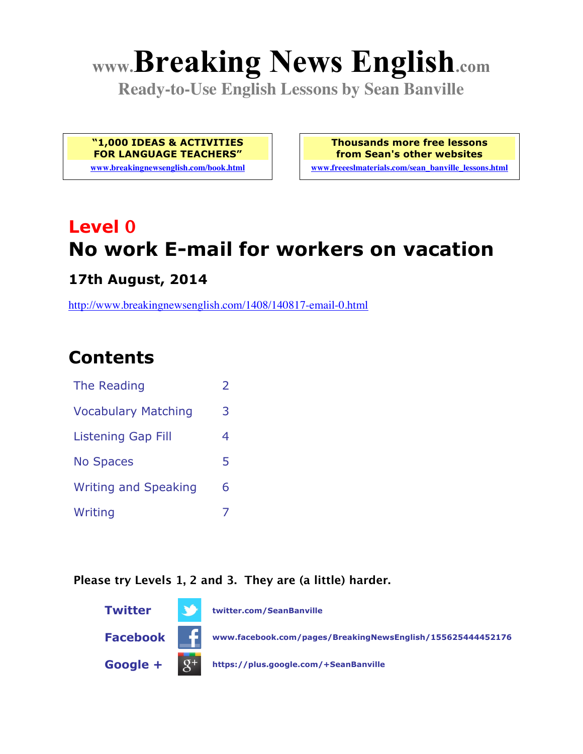# www.Breaking News English.com

**Ready-to-Use English Lessons by Sean Banville**

**"1,000 IDEAS & ACTIVITIES FOR LANGUAGE TEACHERS"**
www.breakingnewsenglish.com/book.html

**Thousands more free lessons from Sean's other websites**
www.freeeslmaterials.com/sean_banville_lessons.html

## Level 0

# No work E-mail for workers on vacation

### 17th August, 2014

http://www.breakingnewsenglish.com/1408/140817-email-0.html

## Contents

| | |
|---|---|
| The Reading | 2 |
| Vocabulary Matching | 3 |
| Listening Gap Fill | 4 |
| No Spaces | 5 |
| Writing and Speaking | 6 |
| Writing | 7 |

**Please try Levels 1, 2 and 3. They are (a little) harder.**

**Twitter** twitter.com/SeanBanville

**Facebook** www.facebook.com/pages/BreakingNewsEnglish/155625444452176

**Google +** https://plus.google.com/+SeanBanville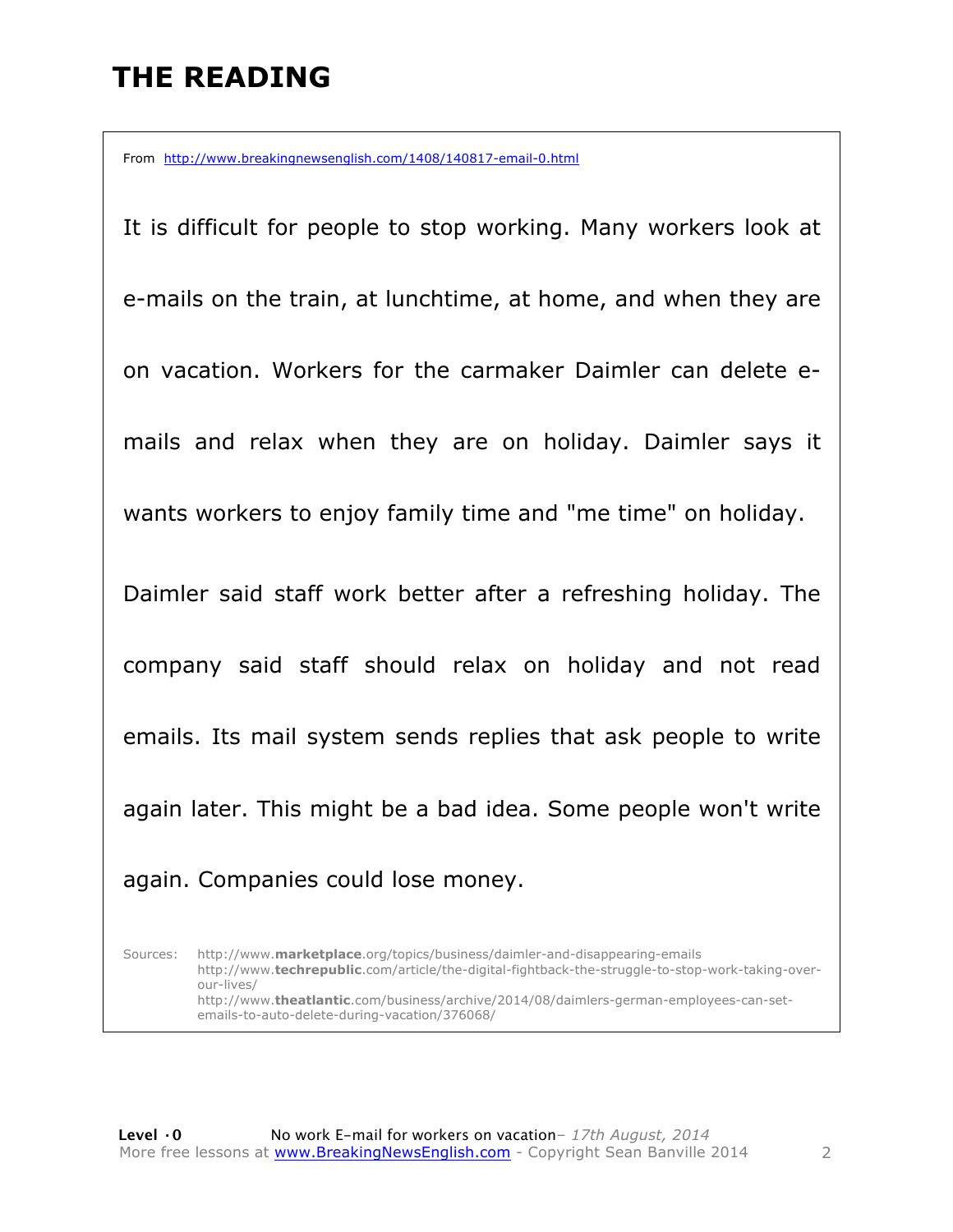# THE READING

From http://www.breakingnewsenglish.com/1408/140817-email-0.html

It is difficult for people to stop working. Many workers look at e-mails on the train, at lunchtime, at home, and when they are on vacation. Workers for the carmaker Daimler can delete e-mails and relax when they are on holiday. Daimler says it wants workers to enjoy family time and "me time" on holiday.

Daimler said staff work better after a refreshing holiday. The company said staff should relax on holiday and not read emails. Its mail system sends replies that ask people to write again later. This might be a bad idea. Some people won't write again. Companies could lose money.

Sources:
http://www.marketplace.org/topics/business/daimler-and-disappearing-emails
http://www.techrepublic.com/article/the-digital-fightback-the-struggle-to-stop-work-taking-over-our-lives/
http://www.theatlantic.com/business/archive/2014/08/daimlers-german-employees-can-set-emails-to-auto-delete-during-vacation/376068/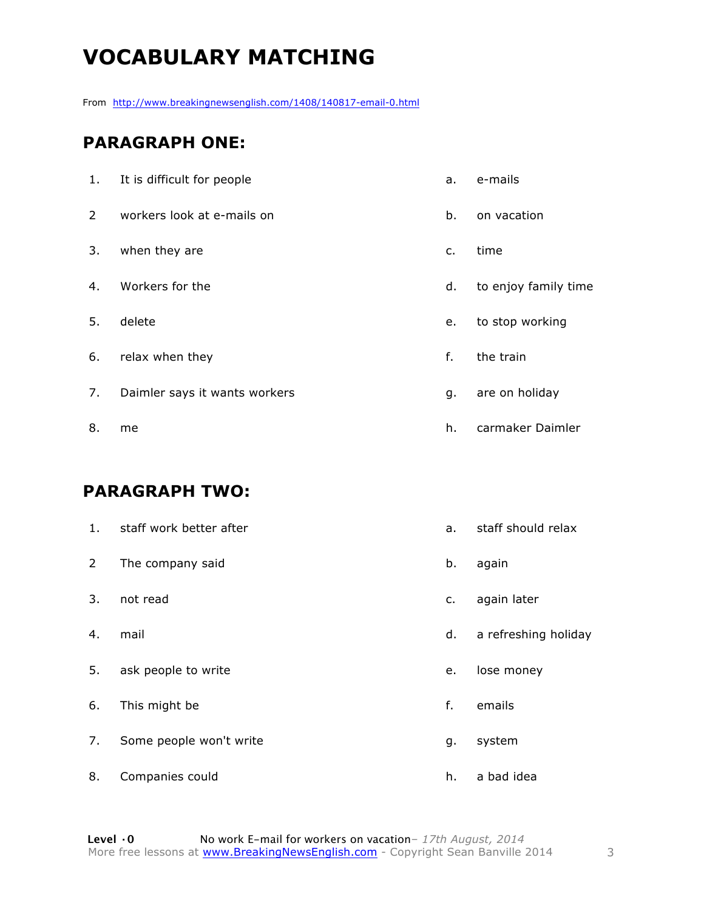# VOCABULARY MATCHING

From http://www.breakingnewsenglish.com/1408/140817-email-0.html

## PARAGRAPH ONE:

| | | | |
|---|---|---|---|
| 1. | It is difficult for people | a. | e-mails |
| 2 | workers look at e-mails on | b. | on vacation |
| 3. | when they are | c. | time |
| 4. | Workers for the | d. | to enjoy family time |
| 5. | delete | e. | to stop working |
| 6. | relax when they | f. | the train |
| 7. | Daimler says it wants workers | g. | are on holiday |
| 8. | me | h. | carmaker Daimler |

## PARAGRAPH TWO:

| | | | |
|---|---|---|---|
| 1. | staff work better after | a. | staff should relax |
| 2 | The company said | b. | again |
| 3. | not read | c. | again later |
| 4. | mail | d. | a refreshing holiday |
| 5. | ask people to write | e. | lose money |
| 6. | This might be | f. | emails |
| 7. | Some people won't write | g. | system |
| 8. | Companies could | h. | a bad idea |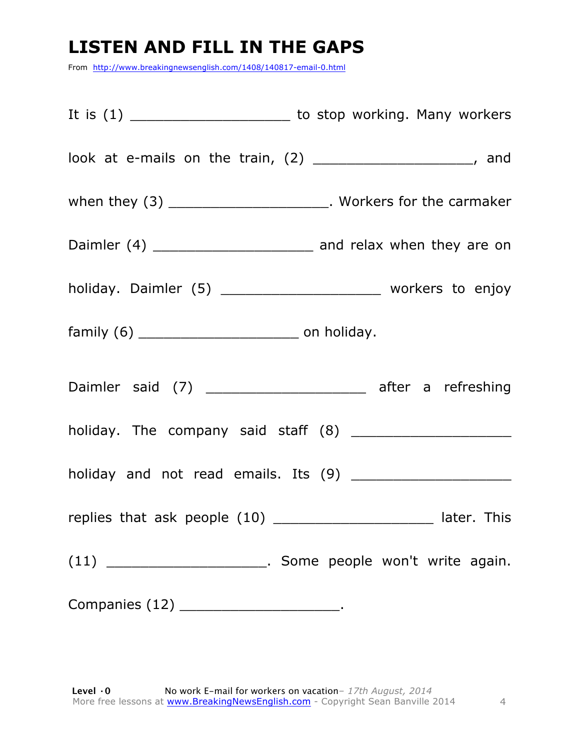# LISTEN AND FILL IN THE GAPS

From http://www.breakingnewsenglish.com/1408/140817-email-0.html

It is (1) ___________________ to stop working. Many workers look at e-mails on the train, (2) ___________________, and when they (3) ___________________. Workers for the carmaker Daimler (4) ___________________ and relax when they are on holiday. Daimler (5) ___________________ workers to enjoy family (6) ___________________ on holiday.

Daimler said (7) ___________________ after a refreshing holiday. The company said staff (8) ___________________ holiday and not read emails. Its (9) ___________________ replies that ask people (10) ___________________ later. This (11) ___________________. Some people won't write again. Companies (12) ___________________.

**Level ·0** No work E-mail for workers on vacation– *17th August, 2014*
More free lessons at www.BreakingNewsEnglish.com - Copyright Sean Banville 2014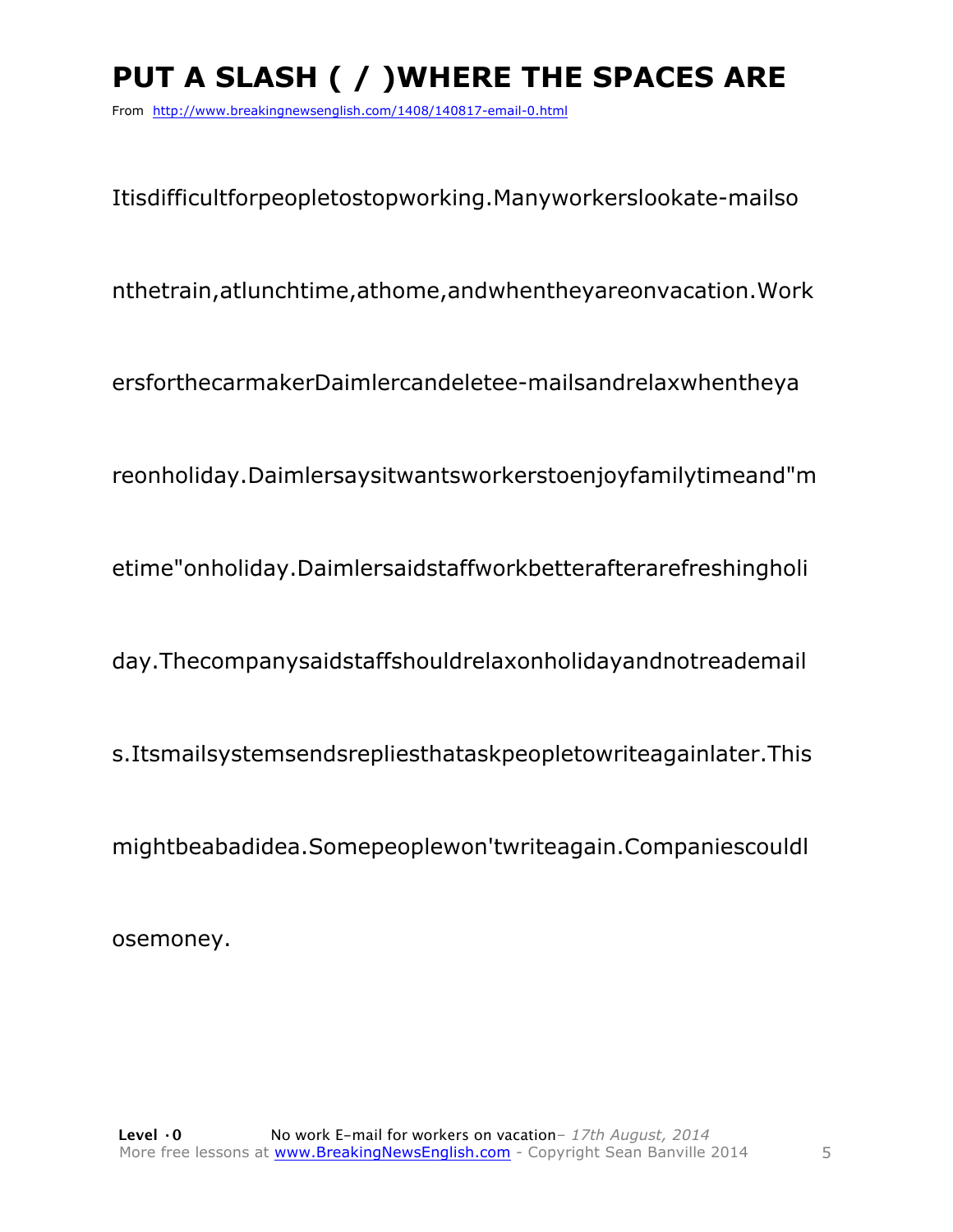# PUT A SLASH ( / )WHERE THE SPACES ARE

From http://www.breakingnewsenglish.com/1408/140817-email-0.html

Itisdifficultforpeopletostopworking.Manyworkerslookate-mailso

nthetrain,atlunchtime,athome,andwhentheyareonvacation.Work

ersforthecarmakerDaimlercandeletee-mailsandrelaxwhentheya

reonholiday.Daimlersaysitwantsworkerstoenjoyfamilytimeand"m

etime"onholiday.Daimlersaidstaffworkbetterafterarefreshingholi

day.Thecompanysaidstaffshouldrelaxonholidayandnotreademail

s.Itsmailsystemsendsrepliesthataskpeopletowriteagainlater.This

mightbeabadidea.Somepeoplewon'twriteagain.Companiescouldl

osemoney.

**Level · 0** No work E-mail for workers on vacation– *17th August, 2014*
More free lessons at www.BreakingNewsEnglish.com - Copyright Sean Banville 2014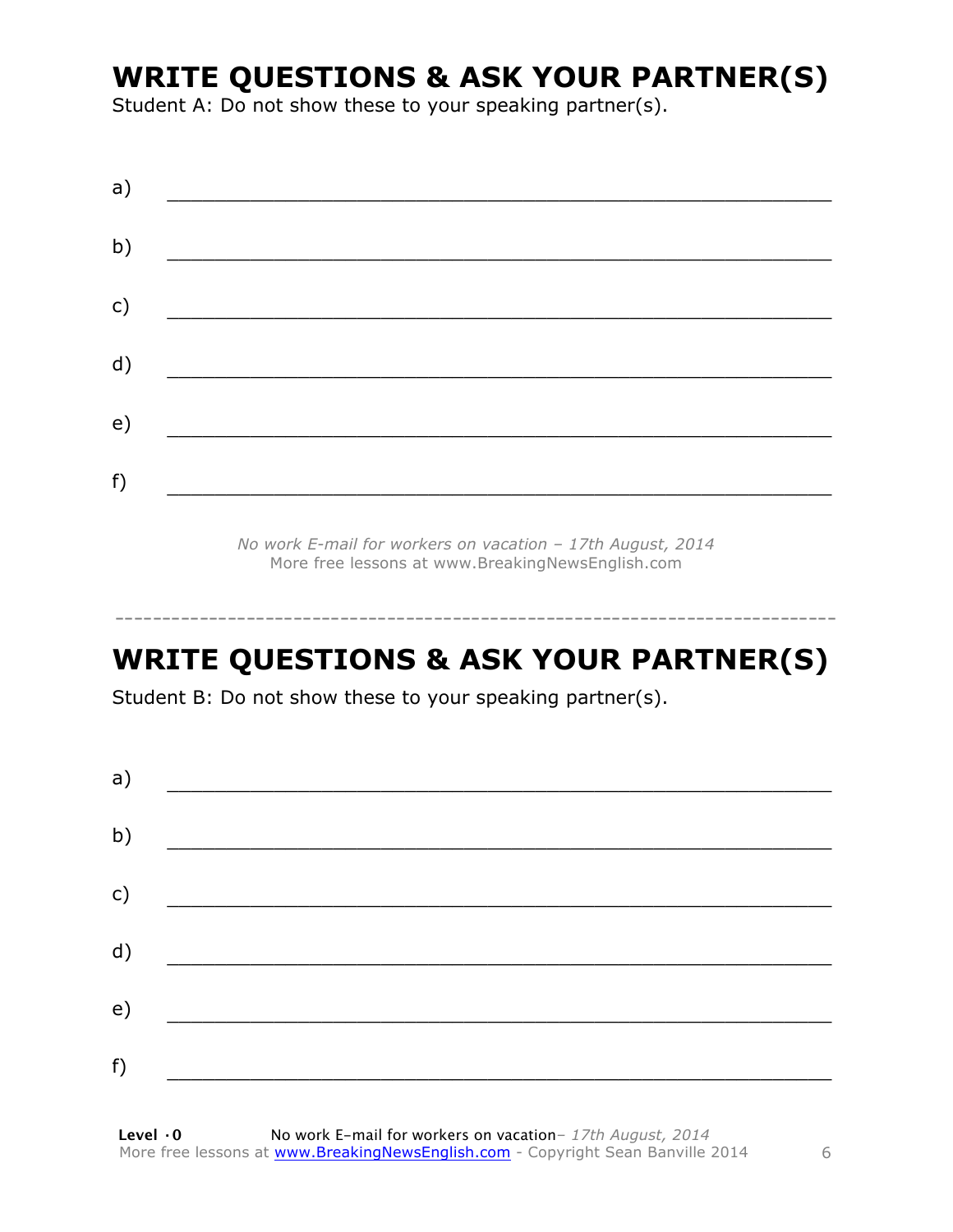## WRITE QUESTIONS & ASK YOUR PARTNER(S)

Student A: Do not show these to your speaking partner(s).

a) ___________________________________________________________

b) ___________________________________________________________

c) ___________________________________________________________

d) ___________________________________________________________

e) ___________________________________________________________

f) ___________________________________________________________

*No work E-mail for workers on vacation – 17th August, 2014*
More free lessons at www.BreakingNewsEnglish.com

---

## WRITE QUESTIONS & ASK YOUR PARTNER(S)

Student B: Do not show these to your speaking partner(s).

a) ___________________________________________________________

b) ___________________________________________________________

c) ___________________________________________________________

d) ___________________________________________________________

e) ___________________________________________________________

f) ___________________________________________________________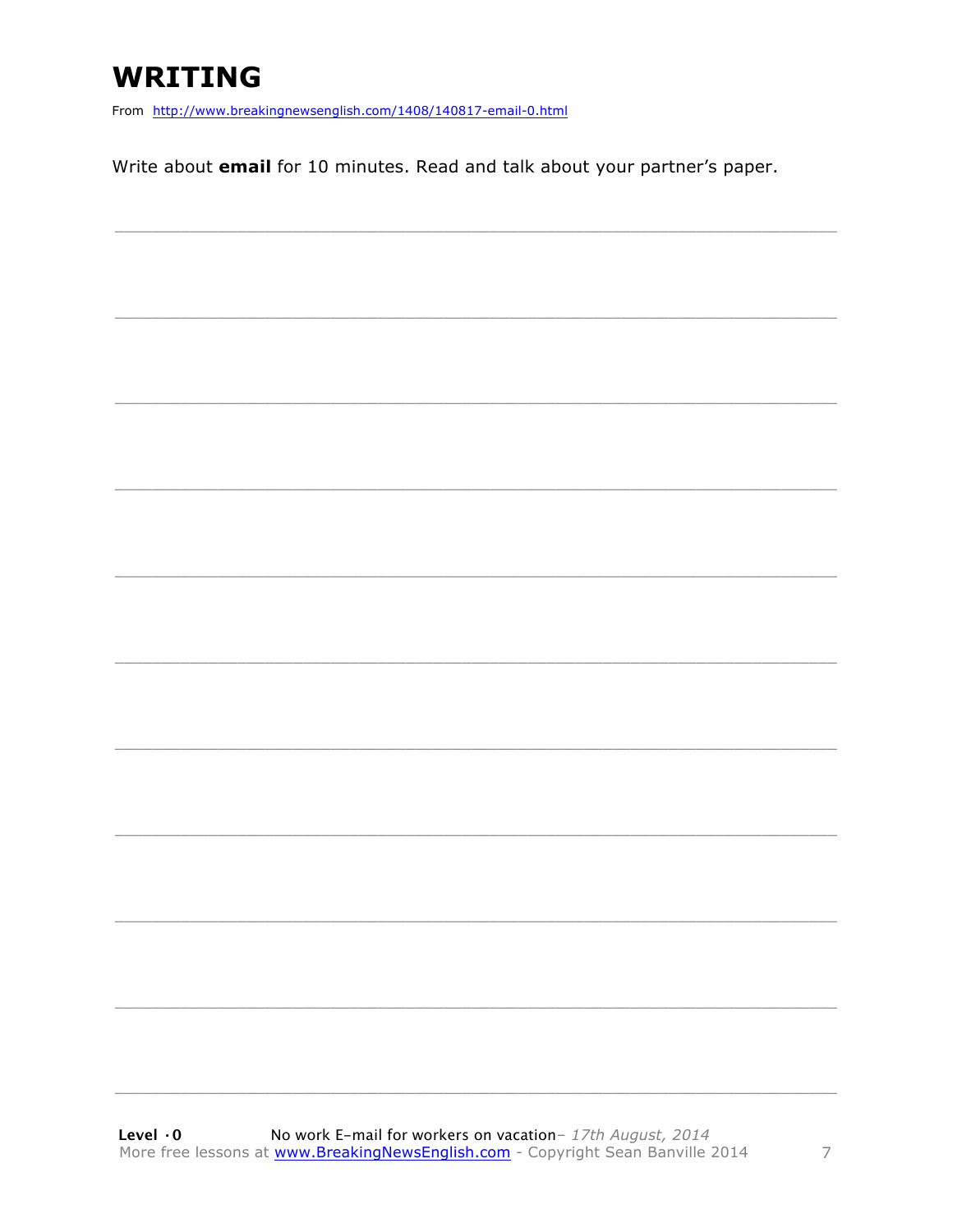# WRITING

From http://www.breakingnewsenglish.com/1408/140817-email-0.html

Write about **email** for 10 minutes. Read and talk about your partner's paper.

___________________________________________________________________________

___________________________________________________________________________

___________________________________________________________________________

___________________________________________________________________________

___________________________________________________________________________

___________________________________________________________________________

___________________________________________________________________________

___________________________________________________________________________

___________________________________________________________________________

___________________________________________________________________________

___________________________________________________________________________